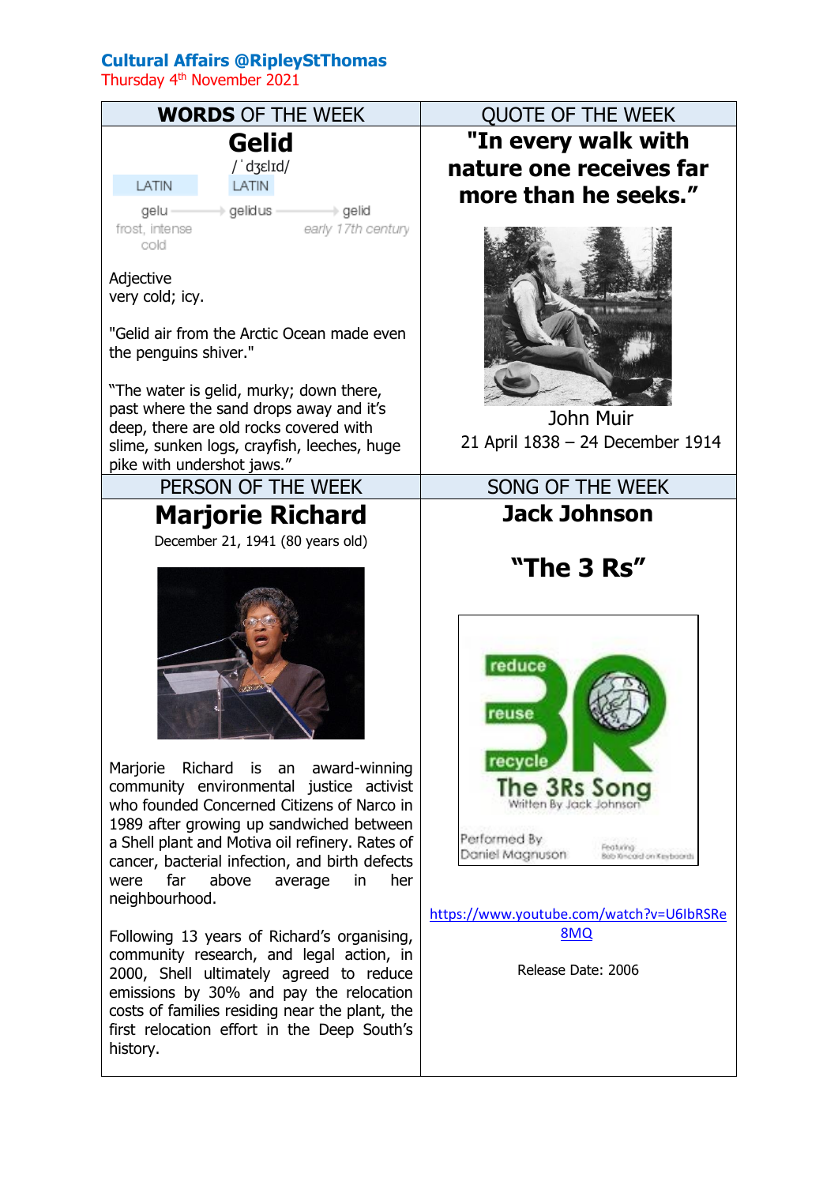**Cultural Affairs @RipleyStThomas**

Thursday 4th November 2021

## WORDS OF THE WEEK

### Gelid

/ˈdʒɛlɪd/

LATIN gelu (frost, intense cold) → LATIN gelidus → gelid (early 17th century)

Adjective
very cold; icy.

"Gelid air from the Arctic Ocean made even the penguins shiver."

"The water is gelid, murky; down there, past where the sand drops away and it's deep, there are old rocks covered with slime, sunken logs, crayfish, leeches, huge pike with undershot jaws."

## QUOTE OF THE WEEK

**"In every walk with nature one receives far more than he seeks."**

John Muir
21 April 1838 – 24 December 1914

## PERSON OF THE WEEK

### Marjorie Richard

December 21, 1941 (80 years old)

Marjorie Richard is an award-winning community environmental justice activist who founded Concerned Citizens of Narco in 1989 after growing up sandwiched between a Shell plant and Motiva oil refinery. Rates of cancer, bacterial infection, and birth defects were far above average in her neighbourhood.

Following 13 years of Richard's organising, community research, and legal action, in 2000, Shell ultimately agreed to reduce emissions by 30% and pay the relocation costs of families residing near the plant, the first relocation effort in the Deep South's history.

## SONG OF THE WEEK

### Jack Johnson

### "The 3 Rs"

reduce
reuse
recycle
The 3Rs Song
Written By Jack Johnson
Performed By Daniel Magnuson
Featuring Bob Kincaid on Keyboards

https://www.youtube.com/watch?v=U6IbRSRe8MQ

Release Date: 2006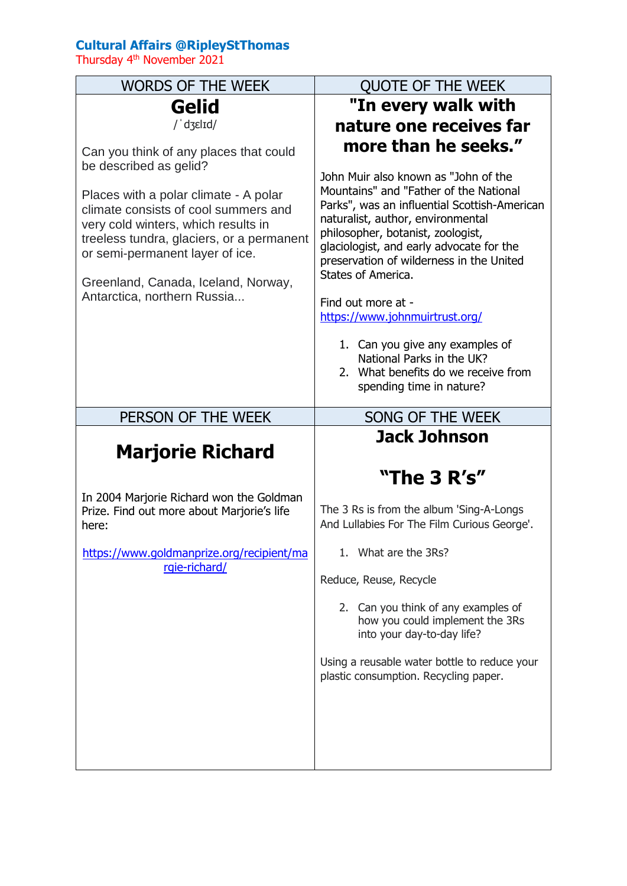**Cultural Affairs @RipleyStThomas**

Thursday 4th November 2021

## WORDS OF THE WEEK

### Gelid

/ˈdʒɛlɪd/

Can you think of any places that could be described as gelid?

Places with a polar climate - A polar climate consists of cool summers and very cold winters, which results in treeless tundra, glaciers, or a permanent or semi-permanent layer of ice.

Greenland, Canada, Iceland, Norway, Antarctica, northern Russia...

## QUOTE OF THE WEEK

### "In every walk with nature one receives far more than he seeks."

John Muir also known as "John of the Mountains" and "Father of the National Parks", was an influential Scottish-American naturalist, author, environmental philosopher, botanist, zoologist, glaciologist, and early advocate for the preservation of wilderness in the United States of America.

Find out more at - https://www.johnmuirtrust.org/

1. Can you give any examples of National Parks in the UK?
2. What benefits do we receive from spending time in nature?

## PERSON OF THE WEEK

### Marjorie Richard

In 2004 Marjorie Richard won the Goldman Prize. Find out more about Marjorie's life here:

https://www.goldmanprize.org/recipient/margie-richard/

## SONG OF THE WEEK

### Jack Johnson

### "The 3 R's"

The 3 Rs is from the album 'Sing-A-Longs And Lullabies For The Film Curious George'.

1. What are the 3Rs?

Reduce, Reuse, Recycle

2. Can you think of any examples of how you could implement the 3Rs into your day-to-day life?

Using a reusable water bottle to reduce your plastic consumption. Recycling paper.